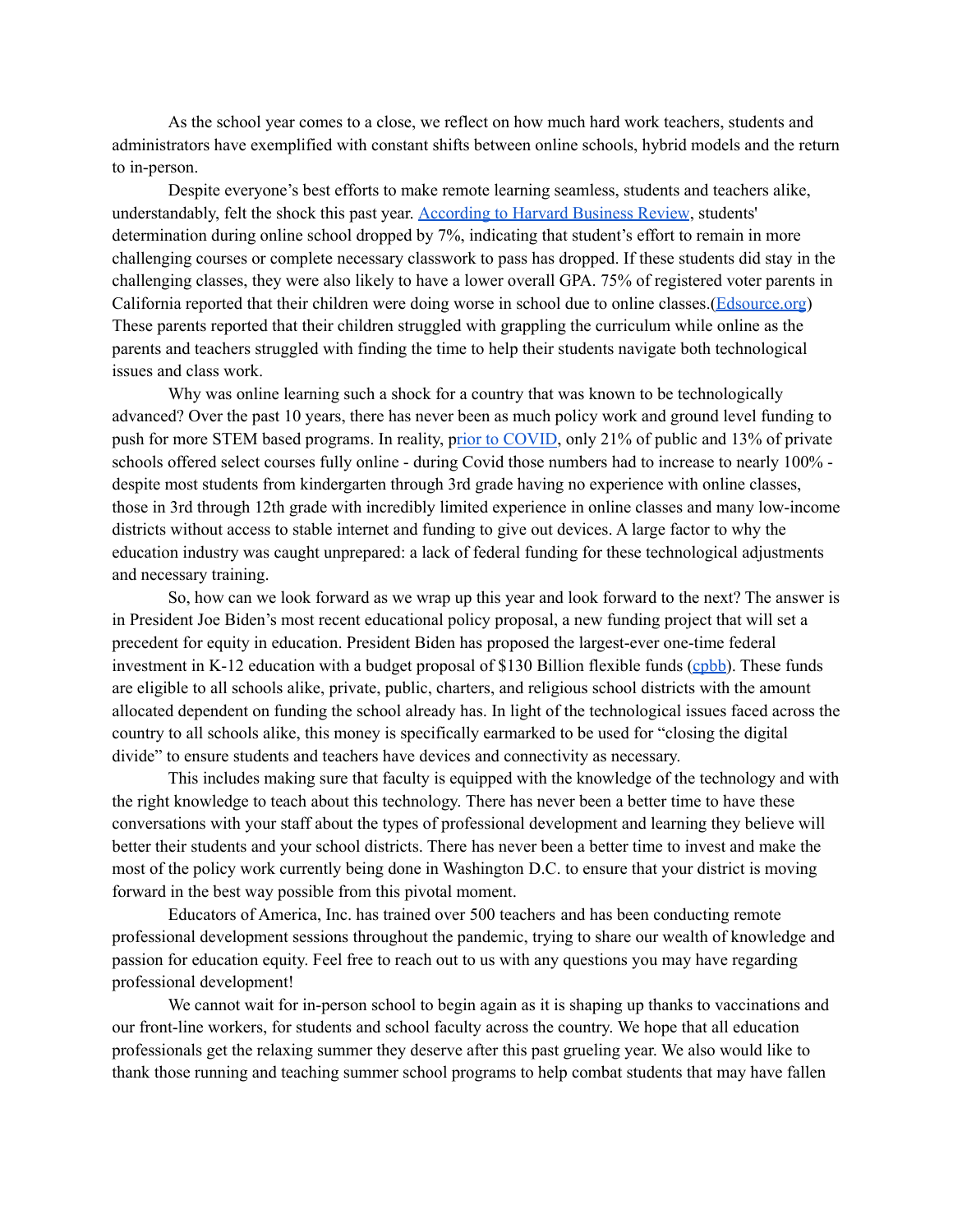As the school year comes to a close, we reflect on how much hard work teachers, students and administrators have exemplified with constant shifts between online schools, hybrid models and the return to in-person.

Despite everyone's best efforts to make remote learning seamless, students and teachers alike, understandably, felt the shock this past year. According to Harvard Business Review, students' determination during online school dropped by 7%, indicating that student's effort to remain in more challenging courses or complete necessary classwork to pass has dropped. If these students did stay in the challenging classes, they were also likely to have a lower overall GPA. 75% of registered voter parents in California reported that their children were doing worse in school due to online classes.(Edsource.org) These parents reported that their children struggled with grappling the curriculum while online as the parents and teachers struggled with finding the time to help their students navigate both technological issues and class work.

Why was online learning such a shock for a country that was known to be technologically advanced? Over the past 10 years, there has never been as much policy work and ground level funding to push for more STEM based programs. In reality, prior to COVID, only 21% of public and 13% of private schools offered select courses fully online - during Covid those numbers had to increase to nearly 100% - despite most students from kindergarten through 3rd grade having no experience with online classes, those in 3rd through 12th grade with incredibly limited experience in online classes and many low-income districts without access to stable internet and funding to give out devices. A large factor to why the education industry was caught unprepared: a lack of federal funding for these technological adjustments and necessary training.

So, how can we look forward as we wrap up this year and look forward to the next? The answer is in President Joe Biden's most recent educational policy proposal, a new funding project that will set a precedent for equity in education. President Biden has proposed the largest-ever one-time federal investment in K-12 education with a budget proposal of $130 Billion flexible funds (cpbb). These funds are eligible to all schools alike, private, public, charters, and religious school districts with the amount allocated dependent on funding the school already has. In light of the technological issues faced across the country to all schools alike, this money is specifically earmarked to be used for "closing the digital divide" to ensure students and teachers have devices and connectivity as necessary.

This includes making sure that faculty is equipped with the knowledge of the technology and with the right knowledge to teach about this technology. There has never been a better time to have these conversations with your staff about the types of professional development and learning they believe will better their students and your school districts. There has never been a better time to invest and make the most of the policy work currently being done in Washington D.C. to ensure that your district is moving forward in the best way possible from this pivotal moment.

Educators of America, Inc. has trained over 500 teachers and has been conducting remote professional development sessions throughout the pandemic, trying to share our wealth of knowledge and passion for education equity. Feel free to reach out to us with any questions you may have regarding professional development!

We cannot wait for in-person school to begin again as it is shaping up thanks to vaccinations and our front-line workers, for students and school faculty across the country. We hope that all education professionals get the relaxing summer they deserve after this past grueling year. We also would like to thank those running and teaching summer school programs to help combat students that may have fallen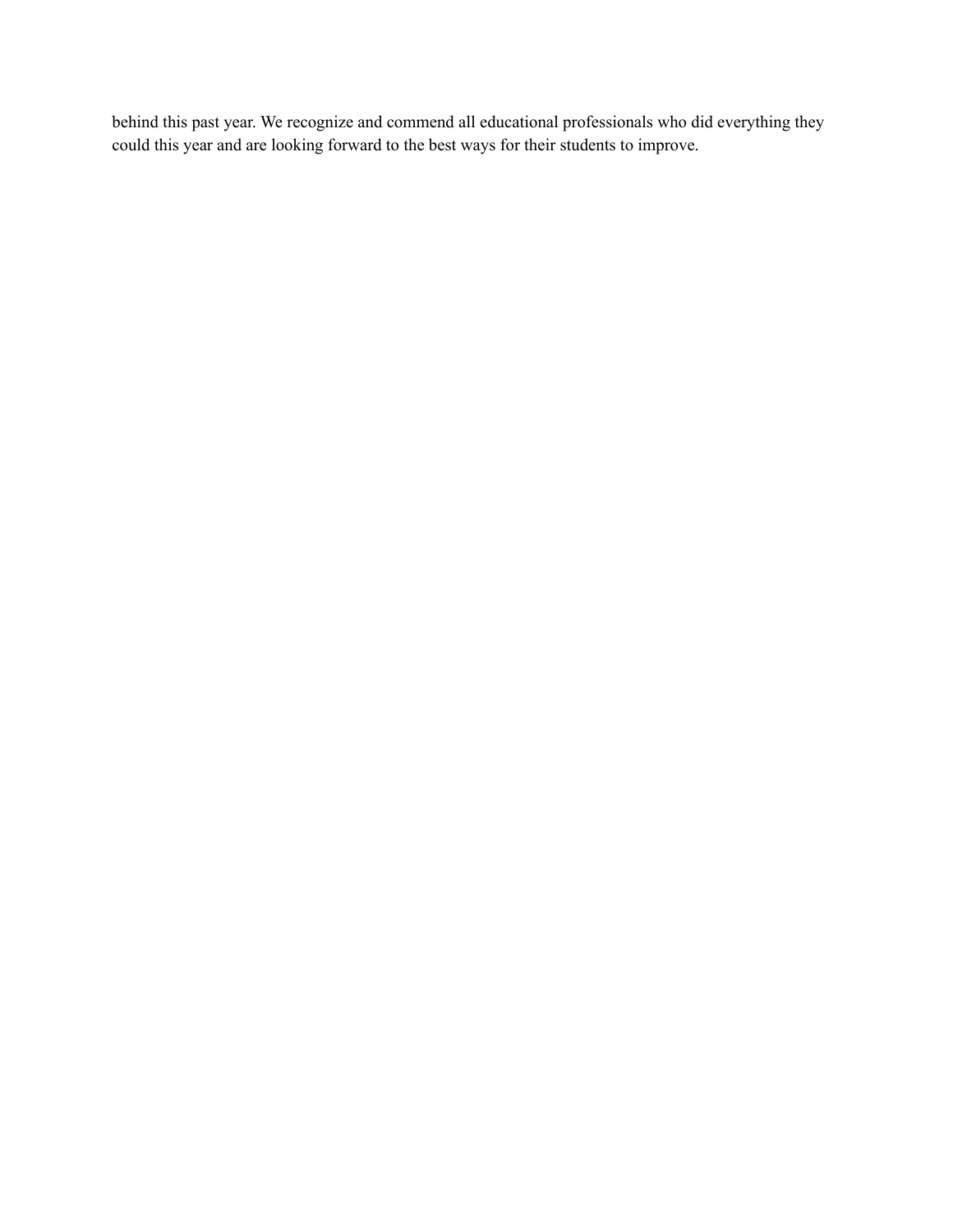behind this past year. We recognize and commend all educational professionals who did everything they could this year and are looking forward to the best ways for their students to improve.